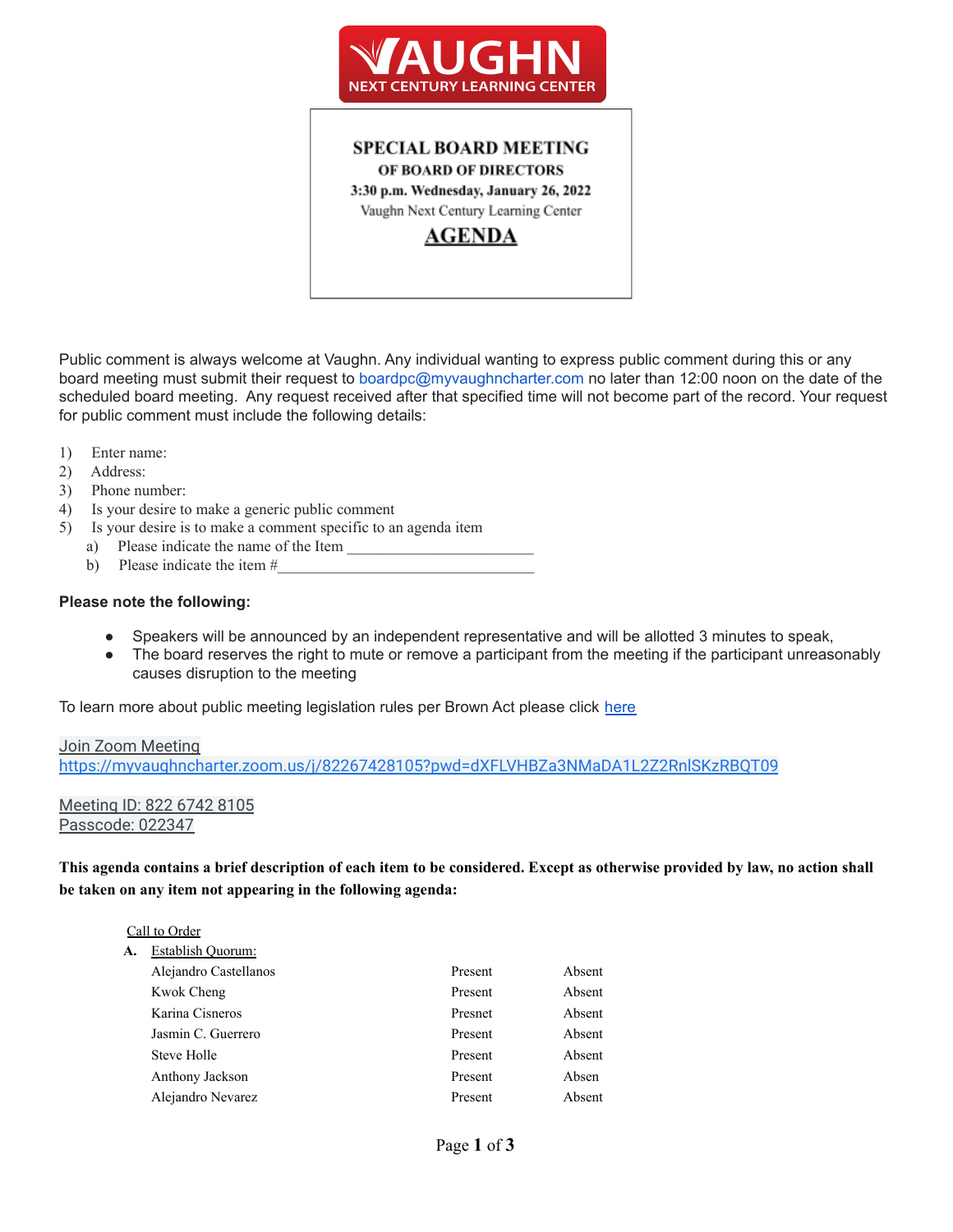# SPECIAL BOARD MEETING

## OF BOARD OF DIRECTORS

**3:30 p.m. Wednesday, January 26, 2022**

Vaughn Next Century Learning Center

## AGENDA

Public comment is always welcome at Vaughn. Any individual wanting to express public comment during this or any board meeting must submit their request to boardpc@myvaughncharter.com no later than 12:00 noon on the date of the scheduled board meeting. Any request received after that specified time will not become part of the record. Your request for public comment must include the following details:

1) Enter name:
2) Address:
3) Phone number:
4) Is your desire to make a generic public comment
5) Is your desire is to make a comment specific to an agenda item
   a) Please indicate the name of the Item ________________________
   b) Please indicate the item #________________________________

**Please note the following:**

- Speakers will be announced by an independent representative and will be allotted 3 minutes to speak,
- The board reserves the right to mute or remove a participant from the meeting if the participant unreasonably causes disruption to the meeting

To learn more about public meeting legislation rules per Brown Act please click here

Join Zoom Meeting
https://myvaughncharter.zoom.us/j/82267428105?pwd=dXFLVHBZa3NMaDA1L2Z2RnlSKzRBQT09

Meeting ID: 822 6742 8105
Passcode: 022347

**This agenda contains a brief description of each item to be considered. Except as otherwise provided by law, no action shall be taken on any item not appearing in the following agenda:**

Call to Order

**A.** Establish Quorum:

| | | |
|---|---|---|
| Alejandro Castellanos | Present | Absent |
| Kwok Cheng | Present | Absent |
| Karina Cisneros | Presnet | Absent |
| Jasmin C. Guerrero | Present | Absent |
| Steve Holle | Present | Absent |
| Anthony Jackson | Present | Absen |
| Alejandro Nevarez | Present | Absent |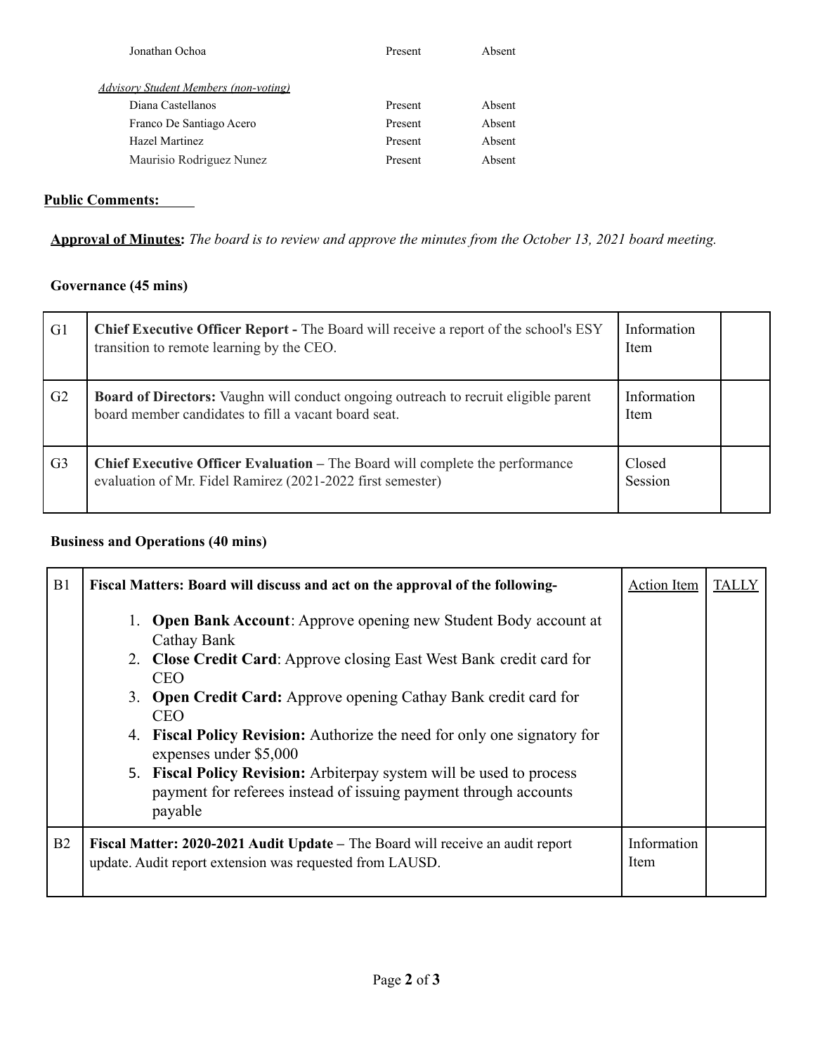| | | |
|---|---|---|
| Jonathan Ochoa | Present | Absent |

*Advisory Student Members (non-voting)*

| | | |
|---|---|---|
| Diana Castellanos | Present | Absent |
| Franco De Santiago Acero | Present | Absent |
| Hazel Martinez | Present | Absent |
| Maurisio Rodriguez Nunez | Present | Absent |

**Public Comments:**

**Approval of Minutes:** *The board is to review and approve the minutes from the October 13, 2021 board meeting.*

**Governance (45 mins)**

| | | | |
|---|---|---|---|
| G1 | **Chief Executive Officer Report -** The Board will receive a report of the school's ESY transition to remote learning by the CEO. | Information Item | |
| G2 | **Board of Directors:** Vaughn will conduct ongoing outreach to recruit eligible parent board member candidates to fill a vacant board seat. | Information Item | |
| G3 | **Chief Executive Officer Evaluation –** The Board will complete the performance evaluation of Mr. Fidel Ramirez (2021-2022 first semester) | Closed Session | |

**Business and Operations (40 mins)**

| | | | |
|---|---|---|---|
| B1 | **Fiscal Matters: Board will discuss and act on the approval of the following-** <br>1. **Open Bank Account**: Approve opening new Student Body account at Cathay Bank<br>2. **Close Credit Card**: Approve closing East West Bank credit card for CEO<br>3. **Open Credit Card:** Approve opening Cathay Bank credit card for CEO<br>4. **Fiscal Policy Revision:** Authorize the need for only one signatory for expenses under $5,000<br>5. **Fiscal Policy Revision:** Arbiterpay system will be used to process payment for referees instead of issuing payment through accounts payable | Action Item | TALLY |
| B2 | **Fiscal Matter: 2020-2021 Audit Update –** The Board will receive an audit report update. Audit report extension was requested from LAUSD. | Information Item | |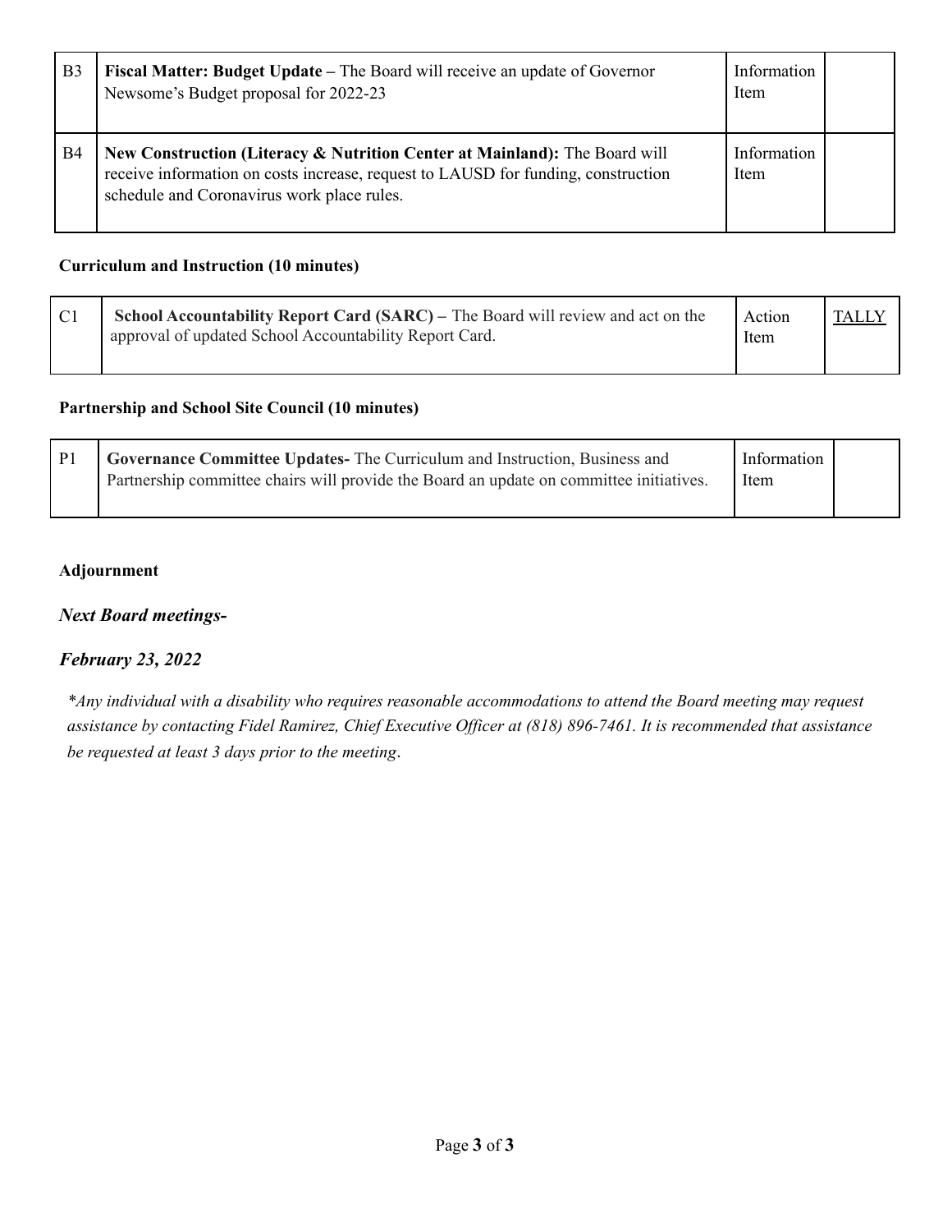| | | | |
|---|---|---|---|
| B3 | **Fiscal Matter: Budget Update –** The Board will receive an update of Governor Newsome's Budget proposal for 2022-23 | Information Item | |
| B4 | **New Construction (Literacy & Nutrition Center at Mainland):** The Board will receive information on costs increase, request to LAUSD for funding, construction schedule and Coronavirus work place rules. | Information Item | |

**Curriculum and Instruction (10 minutes)**

| | | | |
|---|---|---|---|
| C1 | **School Accountability Report Card (SARC) –** The Board will review and act on the approval of updated School Accountability Report Card. | Action Item | TALLY |

**Partnership and School Site Council (10 minutes)**

| | | | |
|---|---|---|---|
| P1 | **Governance Committee Updates-** The Curriculum and Instruction, Business and Partnership committee chairs will provide the Board an update on committee initiatives. | Information Item | |

**Adjournment**

***Next Board meetings-***

***February 23, 2022***

*\*Any individual with a disability who requires reasonable accommodations to attend the Board meeting may request assistance by contacting Fidel Ramirez, Chief Executive Officer at (818) 896-7461. It is recommended that assistance be requested at least 3 days prior to the meeting.*